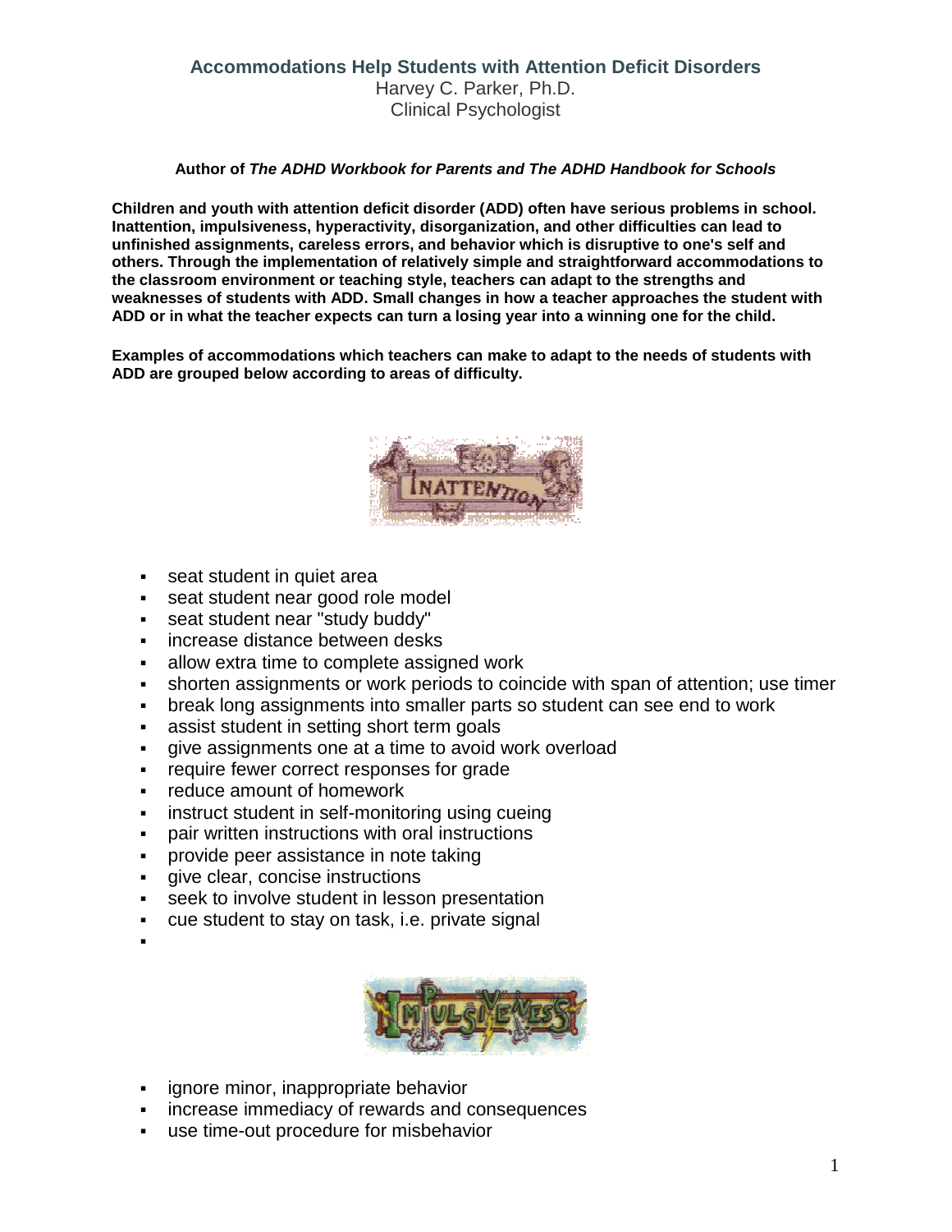# Accommodations Help Students with Attention Deficit Disorders

Harvey C. Parker, Ph.D.
Clinical Psychologist

**Author of *The ADHD Workbook for Parents and The ADHD Handbook for Schools***

**Children and youth with attention deficit disorder (ADD) often have serious problems in school. Inattention, impulsiveness, hyperactivity, disorganization, and other difficulties can lead to unfinished assignments, careless errors, and behavior which is disruptive to one's self and others. Through the implementation of relatively simple and straightforward accommodations to the classroom environment or teaching style, teachers can adapt to the strengths and weaknesses of students with ADD. Small changes in how a teacher approaches the student with ADD or in what the teacher expects can turn a losing year into a winning one for the child.**

**Examples of accommodations which teachers can make to adapt to the needs of students with ADD are grouped below according to areas of difficulty.**

## INATTENTION

- seat student in quiet area
- seat student near good role model
- seat student near "study buddy"
- increase distance between desks
- allow extra time to complete assigned work
- shorten assignments or work periods to coincide with span of attention; use timer
- break long assignments into smaller parts so student can see end to work
- assist student in setting short term goals
- give assignments one at a time to avoid work overload
- require fewer correct responses for grade
- reduce amount of homework
- instruct student in self-monitoring using cueing
- pair written instructions with oral instructions
- provide peer assistance in note taking
- give clear, concise instructions
- seek to involve student in lesson presentation
- cue student to stay on task, i.e. private signal

## IMPULSIVENESS

- ignore minor, inappropriate behavior
- increase immediacy of rewards and consequences
- use time-out procedure for misbehavior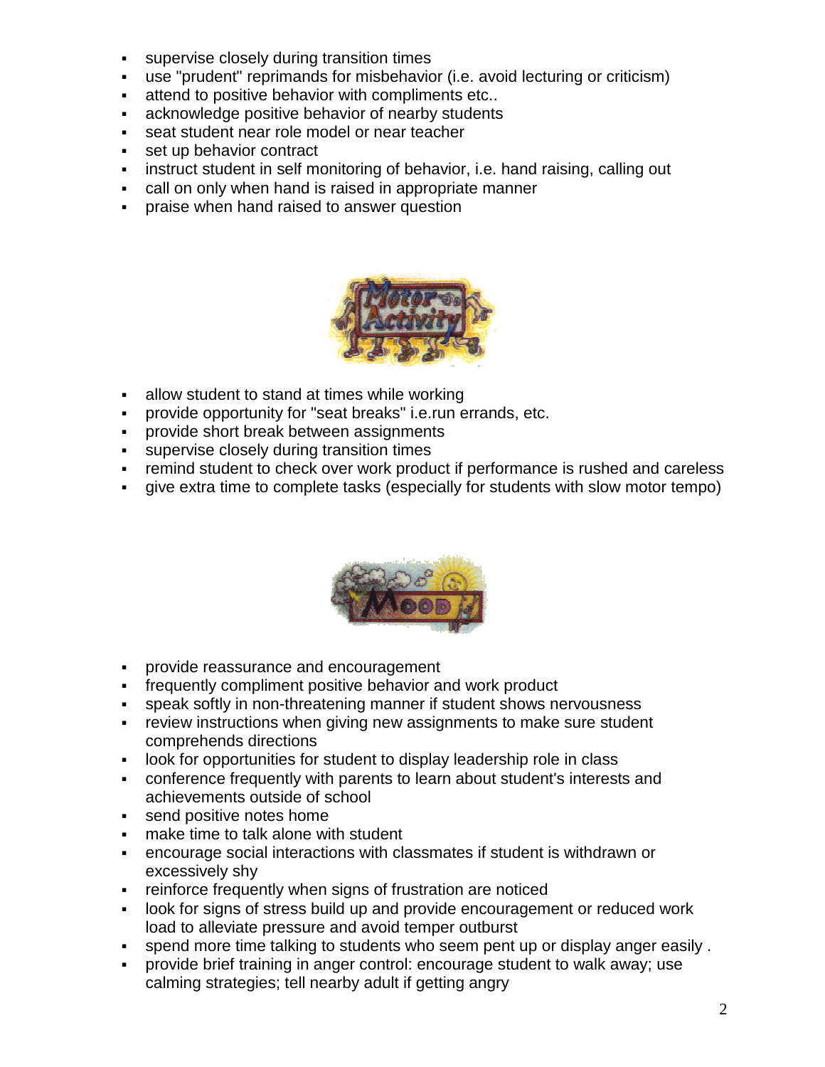- supervise closely during transition times
- use "prudent" reprimands for misbehavior (i.e. avoid lecturing or criticism)
- attend to positive behavior with compliments etc..
- acknowledge positive behavior of nearby students
- seat student near role model or near teacher
- set up behavior contract
- instruct student in self monitoring of behavior, i.e. hand raising, calling out
- call on only when hand is raised in appropriate manner
- praise when hand raised to answer question

## Motor Activity

- allow student to stand at times while working
- provide opportunity for "seat breaks" i.e.run errands, etc.
- provide short break between assignments
- supervise closely during transition times
- remind student to check over work product if performance is rushed and careless
- give extra time to complete tasks (especially for students with slow motor tempo)

## Mood

- provide reassurance and encouragement
- frequently compliment positive behavior and work product
- speak softly in non-threatening manner if student shows nervousness
- review instructions when giving new assignments to make sure student comprehends directions
- look for opportunities for student to display leadership role in class
- conference frequently with parents to learn about student's interests and achievements outside of school
- send positive notes home
- make time to talk alone with student
- encourage social interactions with classmates if student is withdrawn or excessively shy
- reinforce frequently when signs of frustration are noticed
- look for signs of stress build up and provide encouragement or reduced work load to alleviate pressure and avoid temper outburst
- spend more time talking to students who seem pent up or display anger easily .
- provide brief training in anger control: encourage student to walk away; use calming strategies; tell nearby adult if getting angry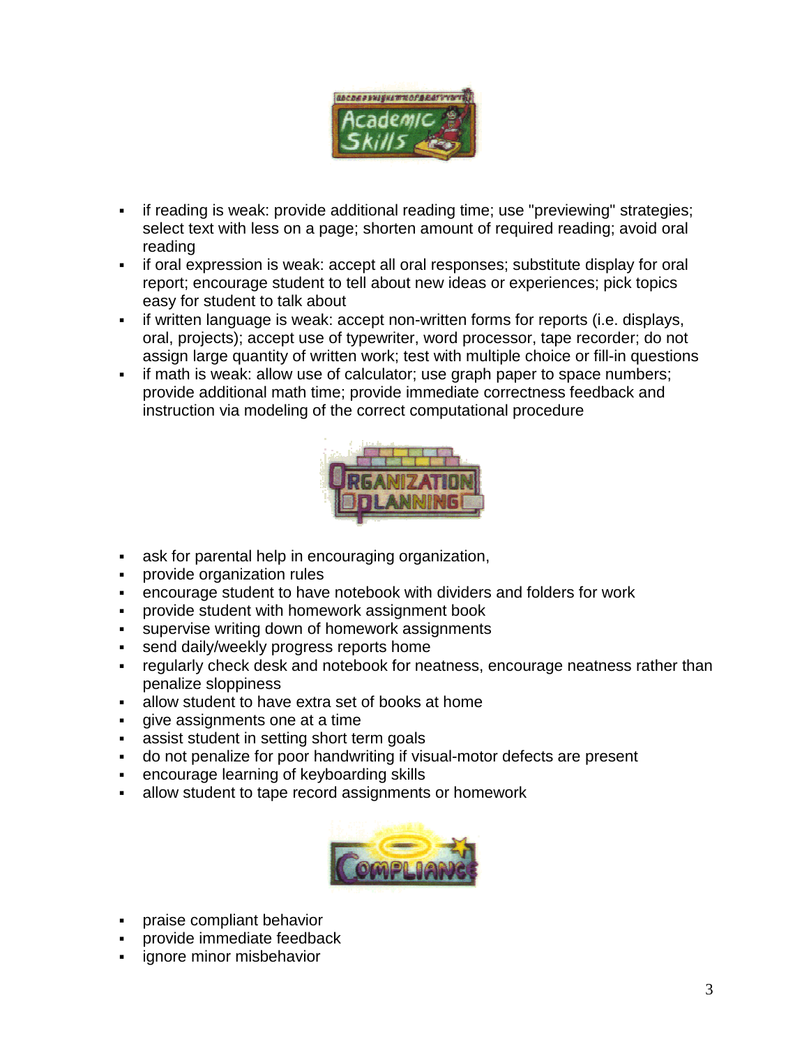## Academic Skills

- if reading is weak: provide additional reading time; use "previewing" strategies; select text with less on a page; shorten amount of required reading; avoid oral reading
- if oral expression is weak: accept all oral responses; substitute display for oral report; encourage student to tell about new ideas or experiences; pick topics easy for student to talk about
- if written language is weak: accept non-written forms for reports (i.e. displays, oral, projects); accept use of typewriter, word processor, tape recorder; do not assign large quantity of written work; test with multiple choice or fill-in questions
- if math is weak: allow use of calculator; use graph paper to space numbers; provide additional math time; provide immediate correctness feedback and instruction via modeling of the correct computational procedure

## Organization Planning

- ask for parental help in encouraging organization,
- provide organization rules
- encourage student to have notebook with dividers and folders for work
- provide student with homework assignment book
- supervise writing down of homework assignments
- send daily/weekly progress reports home
- regularly check desk and notebook for neatness, encourage neatness rather than penalize sloppiness
- allow student to have extra set of books at home
- give assignments one at a time
- assist student in setting short term goals
- do not penalize for poor handwriting if visual-motor defects are present
- encourage learning of keyboarding skills
- allow student to tape record assignments or homework

## Compliance

- praise compliant behavior
- provide immediate feedback
- ignore minor misbehavior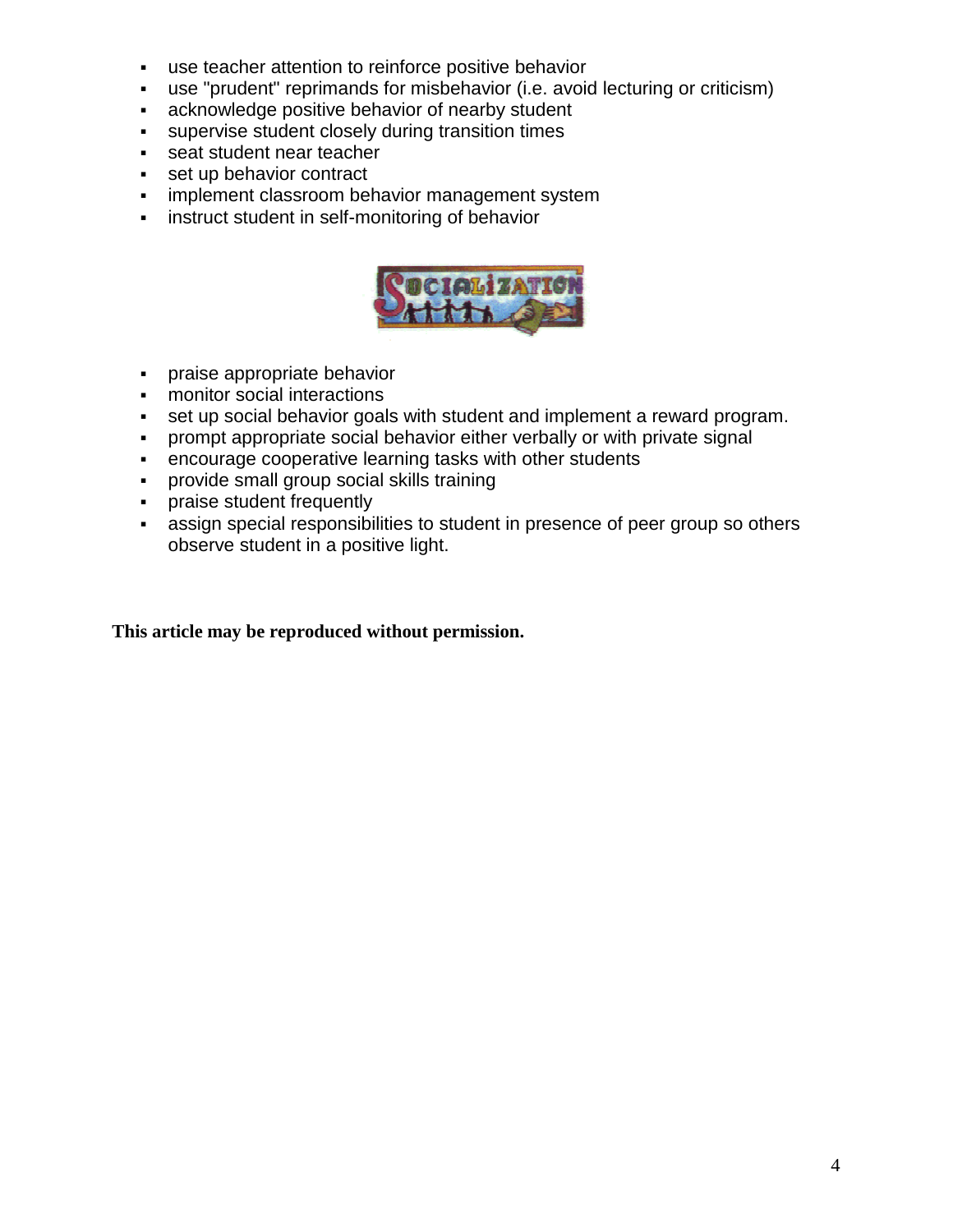- use teacher attention to reinforce positive behavior
- use "prudent" reprimands for misbehavior (i.e. avoid lecturing or criticism)
- acknowledge positive behavior of nearby student
- supervise student closely during transition times
- seat student near teacher
- set up behavior contract
- implement classroom behavior management system
- instruct student in self-monitoring of behavior

## SOCIALIZATION

- praise appropriate behavior
- monitor social interactions
- set up social behavior goals with student and implement a reward program.
- prompt appropriate social behavior either verbally or with private signal
- encourage cooperative learning tasks with other students
- provide small group social skills training
- praise student frequently
- assign special responsibilities to student in presence of peer group so others observe student in a positive light.

**This article may be reproduced without permission.**